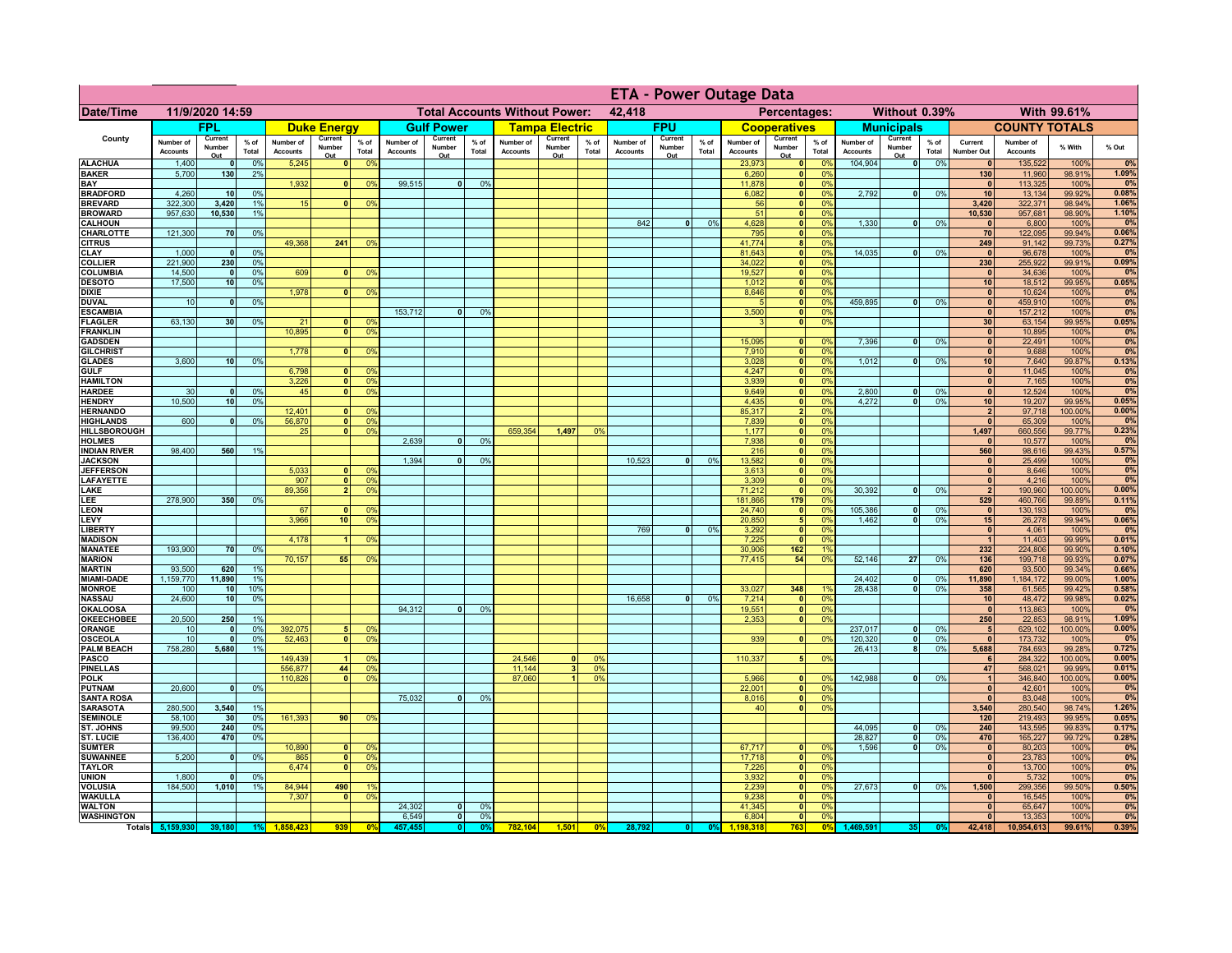# ETA - Power Outage Data

| Date/Time | 11/9/2020 14:59 | | | | Total Accounts Without Power: | | | 42,418 | | | | | | | Percentages: | | | Without 0.39% | | | | With 99.61% | | |
|---|---|---|---|---|---|---|---|---|---|---|---|---|---|---|---|---|---|---|---|---|---|---|---|---|
| County | FPL | | | Duke Energy | | | Gulf Power | | | Tampa Electric | | | FPU | | | Cooperatives | | | Municipals | | | COUNTY TOTALS | | | |
| | Number of Accounts | Current Number Out | % of Total | Number of Accounts | Current Number Out | % of Total | Number of Accounts | Current Number Out | % of Total | Number of Accounts | Current Number Out | % of Total | Number of Accounts | Current Number Out | % of Total | Number of Accounts | Current Number Out | % of Total | Number of Accounts | Current Number Out | % of Total | Current Number Out | Number of Accounts | % With | % Out |
| ALACHUA | 1,400 | 0 | 0% | 5,245 | 0 | 0% | | | | | | | | | | 23,973 | 0 | 0% | 104,904 | 0 | 0% | 0 | 135,522 | 100% | 0% |
| BAKER | 5,700 | 130 | 2% | | | | | | | | | | | | | 6,260 | 0 | 0% | | | | 130 | 11,960 | 98.91% | 1.09% |
| BAY | | | | 1,932 | 0 | 0% | 99,515 | 0 | 0% | | | | | | | 11,878 | 0 | 0% | | | | 0 | 113,325 | 100% | 0% |
| BRADFORD | 4,260 | 10 | 0% | | | | | | | | | | | | | 6,082 | 0 | 0% | 2,792 | 0 | 0% | 10 | 13,134 | 99.92% | 0.08% |
| BREVARD | 322,300 | 3,420 | 1% | 15 | 0 | 0% | | | | | | | | | | 56 | 0 | 0% | | | | 3,420 | 322,371 | 98.94% | 1.06% |
| BROWARD | 957,630 | 10,530 | 1% | | | | | | | | | | | | | 51 | 0 | 0% | | | | 10,530 | 957,681 | 98.90% | 1.10% |
| CALHOUN | | | | | | | | | | | | | 842 | 0 | 0% | 4,628 | 0 | 0% | 1,330 | 0 | 0% | 0 | 6,800 | 100% | 0% |
| CHARLOTTE | 121,300 | 70 | 0% | | | | | | | | | | | | | 795 | 0 | 0% | | | | 70 | 122,095 | 99.94% | 0.06% |
| CITRUS | | | | 49,368 | 241 | 0% | | | | | | | | | | 41,774 | 8 | 0% | | | | 249 | 91,142 | 99.73% | 0.27% |
| CLAY | 1,000 | 0 | 0% | | | | | | | | | | | | | 81,643 | 0 | 0% | 14,035 | 0 | 0% | 0 | 96,678 | 100% | 0% |
| COLLIER | 221,900 | 230 | 0% | | | | | | | | | | | | | 34,022 | 0 | 0% | | | | 230 | 255,922 | 99.91% | 0.09% |
| COLUMBIA | 14,500 | 0 | 0% | 609 | 0 | 0% | | | | | | | | | | 19,527 | 0 | 0% | | | | 0 | 34,636 | 100% | 0% |
| DESOTO | 17,500 | 10 | 0% | | | | | | | | | | | | | 1,012 | 0 | 0% | | | | 10 | 18,512 | 99.95% | 0.05% |
| DIXIE | | | | 1,978 | 0 | 0% | | | | | | | | | | 8,646 | 0 | 0% | | | | 0 | 10,624 | 100% | 0% |
| DUVAL | 10 | 0 | 0% | | | | | | | | | | | | | 5 | 0 | 0% | 459,895 | 0 | 0% | 0 | 459,910 | 100% | 0% |
| ESCAMBIA | | | | | | | 153,712 | 0 | 0% | | | | | | | 3,500 | 0 | 0% | | | | 0 | 157,212 | 100% | 0% |
| FLAGLER | 63,130 | 30 | 0% | 21 | 0 | 0% | | | | | | | | | | 3 | 0 | 0% | | | | 30 | 63,154 | 99.95% | 0.05% |
| FRANKLIN | | | | 10,895 | 0 | 0% | | | | | | | | | | | | | | | | 0 | 10,895 | 100% | 0% |
| GADSDEN | | | | | | | | | | | | | | | | 15,095 | 0 | 0% | 7,396 | 0 | 0% | 0 | 22,491 | 100% | 0% |
| GILCHRIST | | | | 1,778 | 0 | 0% | | | | | | | | | | 7,910 | 0 | 0% | | | | 0 | 9,688 | 100% | 0% |
| GLADES | 3,600 | 10 | 0% | | | | | | | | | | | | | 3,028 | 0 | 0% | 1,012 | 0 | 0% | 10 | 7,640 | 99.87% | 0.13% |
| GULF | | | | 6,798 | 0 | 0% | | | | | | | | | | 4,247 | 0 | 0% | | | | 0 | 11,045 | 100% | 0% |
| HAMILTON | | | | 3,226 | 0 | 0% | | | | | | | | | | 3,939 | 0 | 0% | | | | 0 | 7,165 | 100% | 0% |
| HARDEE | 30 | 0 | 0% | 45 | 0 | 0% | | | | | | | | | | 9,649 | 0 | 0% | 2,800 | 0 | 0% | 0 | 12,524 | 100% | 0% |
| HENDRY | 10,500 | 10 | 0% | | | | | | | | | | | | | 4,435 | 0 | 0% | 4,272 | 0 | 0% | 10 | 19,207 | 99.95% | 0.05% |
| HERNANDO | | | | 12,401 | 0 | 0% | | | | | | | | | | 85,317 | 2 | 0% | | | | 2 | 97,718 | 100.00% | 0.00% |
| HIGHLANDS | 600 | 0 | 0% | 56,870 | 0 | 0% | | | | | | | | | | 7,839 | 0 | 0% | | | | 0 | 65,309 | 100% | 0% |
| HILLSBOROUGH | | | | 25 | 0 | 0% | | | | 659,354 | 1,497 | 0% | | | | 1,177 | 0 | 0% | | | | 1,497 | 660,556 | 99.77% | 0.23% |
| HOLMES | | | | | | | 2,639 | 0 | 0% | | | | | | | 7,938 | 0 | 0% | | | | 0 | 10,577 | 100% | 0% |
| INDIAN RIVER | 98,400 | 560 | 1% | | | | | | | | | | | | | 216 | 0 | 0% | | | | 560 | 98,616 | 99.43% | 0.57% |
| JACKSON | | | | | | | 1,394 | 0 | 0% | | | | 10,523 | 0 | 0% | 13,582 | 0 | 0% | | | | 0 | 25,499 | 100% | 0% |
| JEFFERSON | | | | 5,033 | 0 | 0% | | | | | | | | | | 3,613 | 0 | 0% | | | | 0 | 8,646 | 100% | 0% |
| LAFAYETTE | | | | 907 | 0 | 0% | | | | | | | | | | 3,309 | 0 | 0% | | | | 0 | 4,216 | 100% | 0% |
| LAKE | | | | 89,356 | 2 | 0% | | | | | | | | | | 71,212 | 0 | 0% | 30,392 | 0 | 0% | 2 | 190,960 | 100.00% | 0.00% |
| LEE | 278,900 | 350 | 0% | | | | | | | | | | | | | 181,866 | 179 | 0% | | | | 529 | 460,766 | 99.89% | 0.11% |
| LEON | | | | 67 | 0 | 0% | | | | | | | | | | 24,740 | 0 | 0% | 105,386 | 0 | 0% | 0 | 130,193 | 100% | 0% |
| LEVY | | | | 3,966 | 10 | 0% | | | | | | | | | | 20,850 | 5 | 0% | 1,462 | 0 | 0% | 15 | 26,278 | 99.94% | 0.06% |
| LIBERTY | | | | | | | | | | | | | 769 | 0 | 0% | 3,292 | 0 | 0% | | | | 0 | 4,061 | 100% | 0% |
| MADISON | | | | 4,178 | 1 | 0% | | | | | | | | | | 7,225 | 0 | 0% | | | | 1 | 11,403 | 99.99% | 0.01% |
| MANATEE | 193,900 | 70 | 0% | | | | | | | | | | | | | 30,906 | 162 | 1% | | | | 232 | 224,806 | 99.90% | 0.10% |
| MARION | | | | 70,157 | 55 | 0% | | | | | | | | | | 77,415 | 54 | 0% | 52,146 | 27 | 0% | 136 | 199,718 | 99.93% | 0.07% |
| MARTIN | 93,500 | 620 | 1% | | | | | | | | | | | | | | | | | | | 620 | 93,500 | 99.34% | 0.66% |
| MIAMI-DADE | 1,159,770 | 11,890 | 1% | | | | | | | | | | | | | | | | 24,402 | 0 | 0% | 11,890 | 1,184,172 | 99.00% | 1.00% |
| MONROE | 100 | 10 | 10% | | | | | | | | | | | | | 33,027 | 348 | 1% | 28,438 | 0 | 0% | 358 | 61,565 | 99.42% | 0.58% |
| NASSAU | 24,600 | 10 | 0% | | | | | | | | | | 16,658 | 0 | 0% | 7,214 | 0 | 0% | | | | 10 | 48,472 | 99.98% | 0.02% |
| OKALOOSA | | | | | | | 94,312 | 0 | 0% | | | | | | | 19,551 | 0 | 0% | | | | 0 | 113,863 | 100% | 0% |
| OKEECHOBEE | 20,500 | 250 | 1% | | | | | | | | | | | | | 2,353 | 0 | 0% | | | | 250 | 22,853 | 98.91% | 1.09% |
| ORANGE | 10 | 0 | 0% | 392,075 | 5 | 0% | | | | | | | | | | | | | 237,017 | 0 | 0% | 5 | 629,102 | 100.00% | 0.00% |
| OSCEOLA | 10 | 0 | 0% | 52,463 | 0 | 0% | | | | | | | | | | 939 | 0 | 0% | 120,320 | 0 | 0% | 0 | 173,732 | 100% | 0% |
| PALM BEACH | 758,280 | 5,680 | 1% | | | | | | | | | | | | | | | | 26,413 | 8 | 0% | 5,688 | 784,693 | 99.28% | 0.72% |
| PASCO | | | | 149,439 | 1 | 0% | | | | 24,546 | 0 | 0% | | | | 110,337 | 5 | 0% | | | | 6 | 284,322 | 100.00% | 0.00% |
| PINELLAS | | | | 556,877 | 44 | 0% | | | | 11,144 | 3 | 0% | | | | | | | | | | 47 | 568,021 | 99.99% | 0.01% |
| POLK | | | | 110,826 | 0 | 0% | | | | 87,060 | 1 | 0% | | | | 5,966 | 0 | 0% | 142,988 | 0 | 0% | 1 | 346,840 | 100.00% | 0.00% |
| PUTNAM | 20,600 | 0 | 0% | | | | | | | | | | | | | 22,001 | 0 | 0% | | | | 0 | 42,601 | 100% | 0% |
| SANTA ROSA | | | | | | | 75,032 | 0 | 0% | | | | | | | 8,016 | 0 | 0% | | | | 0 | 83,048 | 100% | 0% |
| SARASOTA | 280,500 | 3,540 | 1% | | | | | | | | | | | | | 40 | 0 | 0% | | | | 3,540 | 280,540 | 98.74% | 1.26% |
| SEMINOLE | 58,100 | 30 | 0% | 161,393 | 90 | 0% | | | | | | | | | | | | | | | | 120 | 219,493 | 99.95% | 0.05% |
| ST. JOHNS | 99,500 | 240 | 0% | | | | | | | | | | | | | | | | 44,095 | 0 | 0% | 240 | 143,595 | 99.83% | 0.17% |
| ST. LUCIE | 136,400 | 470 | 0% | | | | | | | | | | | | | | | | 28,827 | 0 | 0% | 470 | 165,227 | 99.72% | 0.28% |
| SUMTER | | | | 10,890 | 0 | 0% | | | | | | | | | | 67,717 | 0 | 0% | 1,596 | 0 | 0% | 0 | 80,203 | 100% | 0% |
| SUWANNEE | 5,200 | 0 | 0% | 865 | 0 | 0% | | | | | | | | | | 17,718 | 0 | 0% | | | | 0 | 23,783 | 100% | 0% |
| TAYLOR | | | | 6,474 | 0 | 0% | | | | | | | | | | 7,226 | 0 | 0% | | | | 0 | 13,700 | 100% | 0% |
| UNION | 1,800 | 0 | 0% | | | | | | | | | | | | | 3,932 | 0 | 0% | | | | 0 | 5,732 | 100% | 0% |
| VOLUSIA | 184,500 | 1,010 | 1% | 84,944 | 490 | 1% | | | | | | | | | | 2,239 | 0 | 0% | 27,673 | 0 | 0% | 1,500 | 299,356 | 99.50% | 0.50% |
| WAKULLA | | | | 7,307 | 0 | 0% | | | | | | | | | | 9,238 | 0 | 0% | | | | 0 | 16,545 | 100% | 0% |
| WALTON | | | | | | | 24,302 | 0 | 0% | | | | | | | 41,345 | 0 | 0% | | | | 0 | 65,647 | 100% | 0% |
| WASHINGTON | | | | | | | 6,549 | 0 | 0% | | | | | | | 6,804 | 0 | 0% | | | | 0 | 13,353 | 100% | 0% |
| Totals | 5,159,930 | 39,180 | 1% | 1,858,423 | 939 | 0% | 457,455 | 0 | 0% | 782,104 | 1,501 | 0% | 28,792 | 0 | 0% | 1,198,318 | 763 | 0% | 1,469,591 | 35 | 0% | 42,418 | 10,954,613 | 99.61% | 0.39% |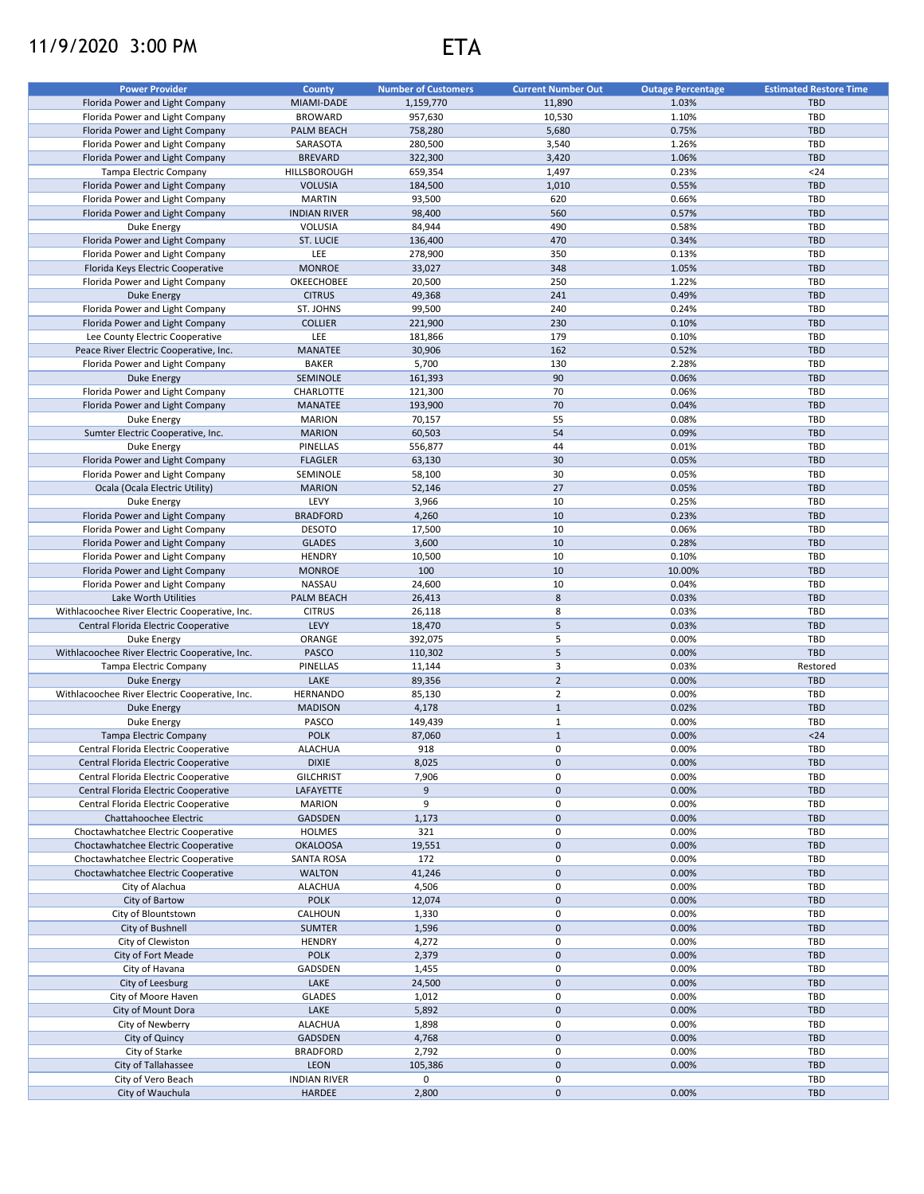11/9/2020 3:00 PM

# ETA

| Power Provider | County | Number of Customers | Current Number Out | Outage Percentage | Estimated Restore Time |
|---|---|---|---|---|---|
| Florida Power and Light Company | MIAMI-DADE | 1,159,770 | 11,890 | 1.03% | TBD |
| Florida Power and Light Company | BROWARD | 957,630 | 10,530 | 1.10% | TBD |
| Florida Power and Light Company | PALM BEACH | 758,280 | 5,680 | 0.75% | TBD |
| Florida Power and Light Company | SARASOTA | 280,500 | 3,540 | 1.26% | TBD |
| Florida Power and Light Company | BREVARD | 322,300 | 3,420 | 1.06% | TBD |
| Tampa Electric Company | HILLSBOROUGH | 659,354 | 1,497 | 0.23% | <24 |
| Florida Power and Light Company | VOLUSIA | 184,500 | 1,010 | 0.55% | TBD |
| Florida Power and Light Company | MARTIN | 93,500 | 620 | 0.66% | TBD |
| Florida Power and Light Company | INDIAN RIVER | 98,400 | 560 | 0.57% | TBD |
| Duke Energy | VOLUSIA | 84,944 | 490 | 0.58% | TBD |
| Florida Power and Light Company | ST. LUCIE | 136,400 | 470 | 0.34% | TBD |
| Florida Power and Light Company | LEE | 278,900 | 350 | 0.13% | TBD |
| Florida Keys Electric Cooperative | MONROE | 33,027 | 348 | 1.05% | TBD |
| Florida Power and Light Company | OKEECHOBEE | 20,500 | 250 | 1.22% | TBD |
| Duke Energy | CITRUS | 49,368 | 241 | 0.49% | TBD |
| Florida Power and Light Company | ST. JOHNS | 99,500 | 240 | 0.24% | TBD |
| Florida Power and Light Company | COLLIER | 221,900 | 230 | 0.10% | TBD |
| Lee County Electric Cooperative | LEE | 181,866 | 179 | 0.10% | TBD |
| Peace River Electric Cooperative, Inc. | MANATEE | 30,906 | 162 | 0.52% | TBD |
| Florida Power and Light Company | BAKER | 5,700 | 130 | 2.28% | TBD |
| Duke Energy | SEMINOLE | 161,393 | 90 | 0.06% | TBD |
| Florida Power and Light Company | CHARLOTTE | 121,300 | 70 | 0.06% | TBD |
| Florida Power and Light Company | MANATEE | 193,900 | 70 | 0.04% | TBD |
| Duke Energy | MARION | 70,157 | 55 | 0.08% | TBD |
| Sumter Electric Cooperative, Inc. | MARION | 60,503 | 54 | 0.09% | TBD |
| Duke Energy | PINELLAS | 556,877 | 44 | 0.01% | TBD |
| Florida Power and Light Company | FLAGLER | 63,130 | 30 | 0.05% | TBD |
| Florida Power and Light Company | SEMINOLE | 58,100 | 30 | 0.05% | TBD |
| Ocala (Ocala Electric Utility) | MARION | 52,146 | 27 | 0.05% | TBD |
| Duke Energy | LEVY | 3,966 | 10 | 0.25% | TBD |
| Florida Power and Light Company | BRADFORD | 4,260 | 10 | 0.23% | TBD |
| Florida Power and Light Company | DESOTO | 17,500 | 10 | 0.06% | TBD |
| Florida Power and Light Company | GLADES | 3,600 | 10 | 0.28% | TBD |
| Florida Power and Light Company | HENDRY | 10,500 | 10 | 0.10% | TBD |
| Florida Power and Light Company | MONROE | 100 | 10 | 10.00% | TBD |
| Florida Power and Light Company | NASSAU | 24,600 | 10 | 0.04% | TBD |
| Lake Worth Utilities | PALM BEACH | 26,413 | 8 | 0.03% | TBD |
| Withlacoochee River Electric Cooperative, Inc. | CITRUS | 26,118 | 8 | 0.03% | TBD |
| Central Florida Electric Cooperative | LEVY | 18,470 | 5 | 0.03% | TBD |
| Duke Energy | ORANGE | 392,075 | 5 | 0.00% | TBD |
| Withlacoochee River Electric Cooperative, Inc. | PASCO | 110,302 | 5 | 0.00% | TBD |
| Tampa Electric Company | PINELLAS | 11,144 | 3 | 0.03% | Restored |
| Duke Energy | LAKE | 89,356 | 2 | 0.00% | TBD |
| Withlacoochee River Electric Cooperative, Inc. | HERNANDO | 85,130 | 2 | 0.00% | TBD |
| Duke Energy | MADISON | 4,178 | 1 | 0.02% | TBD |
| Duke Energy | PASCO | 149,439 | 1 | 0.00% | TBD |
| Tampa Electric Company | POLK | 87,060 | 1 | 0.00% | <24 |
| Central Florida Electric Cooperative | ALACHUA | 918 | 0 | 0.00% | TBD |
| Central Florida Electric Cooperative | DIXIE | 8,025 | 0 | 0.00% | TBD |
| Central Florida Electric Cooperative | GILCHRIST | 7,906 | 0 | 0.00% | TBD |
| Central Florida Electric Cooperative | LAFAYETTE | 9 | 0 | 0.00% | TBD |
| Central Florida Electric Cooperative | MARION | 9 | 0 | 0.00% | TBD |
| Chattahoochee Electric | GADSDEN | 1,173 | 0 | 0.00% | TBD |
| Choctawhatchee Electric Cooperative | HOLMES | 321 | 0 | 0.00% | TBD |
| Choctawhatchee Electric Cooperative | OKALOOSA | 19,551 | 0 | 0.00% | TBD |
| Choctawhatchee Electric Cooperative | SANTA ROSA | 172 | 0 | 0.00% | TBD |
| Choctawhatchee Electric Cooperative | WALTON | 41,246 | 0 | 0.00% | TBD |
| City of Alachua | ALACHUA | 4,506 | 0 | 0.00% | TBD |
| City of Bartow | POLK | 12,074 | 0 | 0.00% | TBD |
| City of Blountstown | CALHOUN | 1,330 | 0 | 0.00% | TBD |
| City of Bushnell | SUMTER | 1,596 | 0 | 0.00% | TBD |
| City of Clewiston | HENDRY | 4,272 | 0 | 0.00% | TBD |
| City of Fort Meade | POLK | 2,379 | 0 | 0.00% | TBD |
| City of Havana | GADSDEN | 1,455 | 0 | 0.00% | TBD |
| City of Leesburg | LAKE | 24,500 | 0 | 0.00% | TBD |
| City of Moore Haven | GLADES | 1,012 | 0 | 0.00% | TBD |
| City of Mount Dora | LAKE | 5,892 | 0 | 0.00% | TBD |
| City of Newberry | ALACHUA | 1,898 | 0 | 0.00% | TBD |
| City of Quincy | GADSDEN | 4,768 | 0 | 0.00% | TBD |
| City of Starke | BRADFORD | 2,792 | 0 | 0.00% | TBD |
| City of Tallahassee | LEON | 105,386 | 0 | 0.00% | TBD |
| City of Vero Beach | INDIAN RIVER | 0 | 0 | | TBD |
| City of Wauchula | HARDEE | 2,800 | 0 | 0.00% | TBD |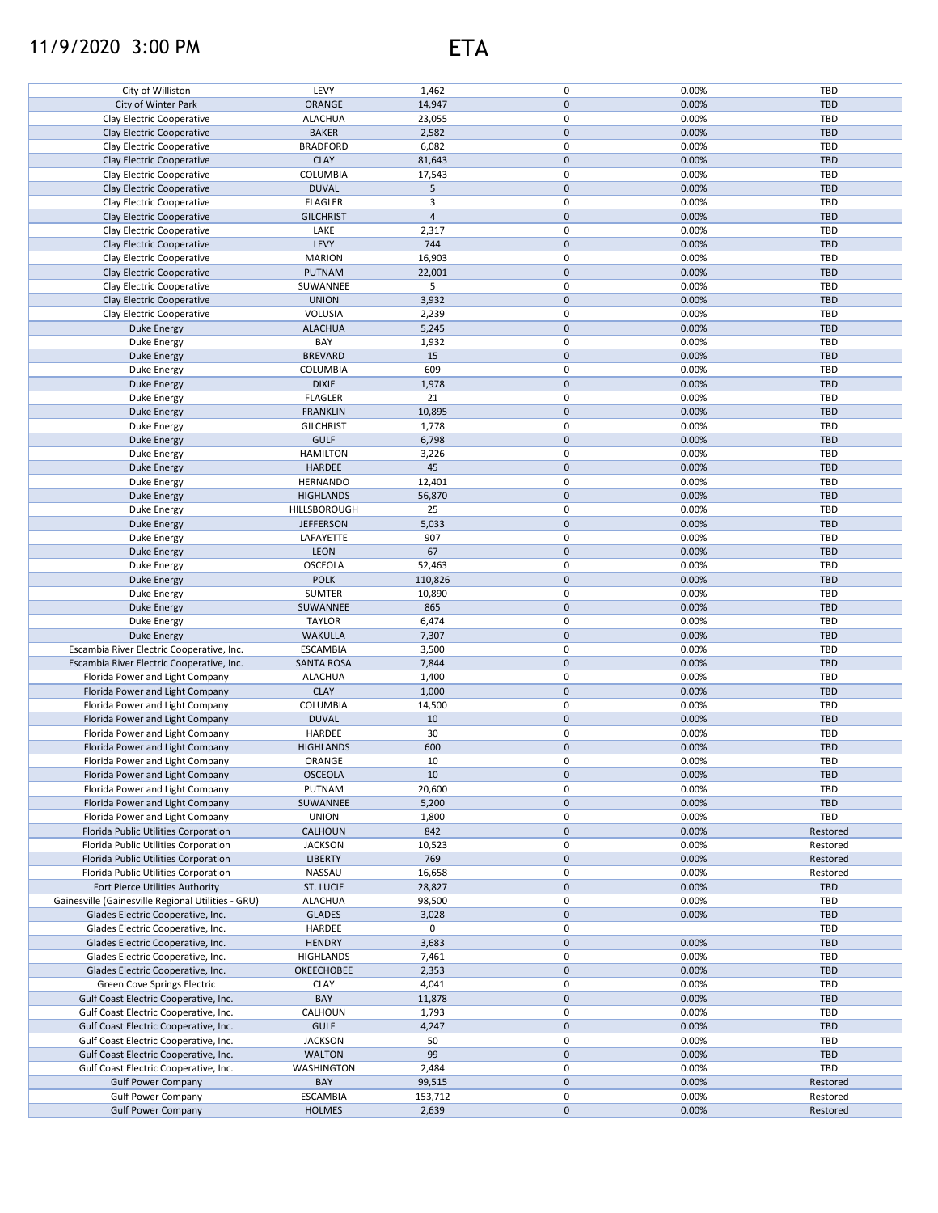11/9/2020 3:00 PM

# ETA

| | | | | | |
|---|---|---|---|---|---|
| City of Williston | LEVY | 1,462 | 0 | 0.00% | TBD |
| City of Winter Park | ORANGE | 14,947 | 0 | 0.00% | TBD |
| Clay Electric Cooperative | ALACHUA | 23,055 | 0 | 0.00% | TBD |
| Clay Electric Cooperative | BAKER | 2,582 | 0 | 0.00% | TBD |
| Clay Electric Cooperative | BRADFORD | 6,082 | 0 | 0.00% | TBD |
| Clay Electric Cooperative | CLAY | 81,643 | 0 | 0.00% | TBD |
| Clay Electric Cooperative | COLUMBIA | 17,543 | 0 | 0.00% | TBD |
| Clay Electric Cooperative | DUVAL | 5 | 0 | 0.00% | TBD |
| Clay Electric Cooperative | FLAGLER | 3 | 0 | 0.00% | TBD |
| Clay Electric Cooperative | GILCHRIST | 4 | 0 | 0.00% | TBD |
| Clay Electric Cooperative | LAKE | 2,317 | 0 | 0.00% | TBD |
| Clay Electric Cooperative | LEVY | 744 | 0 | 0.00% | TBD |
| Clay Electric Cooperative | MARION | 16,903 | 0 | 0.00% | TBD |
| Clay Electric Cooperative | PUTNAM | 22,001 | 0 | 0.00% | TBD |
| Clay Electric Cooperative | SUWANNEE | 5 | 0 | 0.00% | TBD |
| Clay Electric Cooperative | UNION | 3,932 | 0 | 0.00% | TBD |
| Clay Electric Cooperative | VOLUSIA | 2,239 | 0 | 0.00% | TBD |
| Duke Energy | ALACHUA | 5,245 | 0 | 0.00% | TBD |
| Duke Energy | BAY | 1,932 | 0 | 0.00% | TBD |
| Duke Energy | BREVARD | 15 | 0 | 0.00% | TBD |
| Duke Energy | COLUMBIA | 609 | 0 | 0.00% | TBD |
| Duke Energy | DIXIE | 1,978 | 0 | 0.00% | TBD |
| Duke Energy | FLAGLER | 21 | 0 | 0.00% | TBD |
| Duke Energy | FRANKLIN | 10,895 | 0 | 0.00% | TBD |
| Duke Energy | GILCHRIST | 1,778 | 0 | 0.00% | TBD |
| Duke Energy | GULF | 6,798 | 0 | 0.00% | TBD |
| Duke Energy | HAMILTON | 3,226 | 0 | 0.00% | TBD |
| Duke Energy | HARDEE | 45 | 0 | 0.00% | TBD |
| Duke Energy | HERNANDO | 12,401 | 0 | 0.00% | TBD |
| Duke Energy | HIGHLANDS | 56,870 | 0 | 0.00% | TBD |
| Duke Energy | HILLSBOROUGH | 25 | 0 | 0.00% | TBD |
| Duke Energy | JEFFERSON | 5,033 | 0 | 0.00% | TBD |
| Duke Energy | LAFAYETTE | 907 | 0 | 0.00% | TBD |
| Duke Energy | LEON | 67 | 0 | 0.00% | TBD |
| Duke Energy | OSCEOLA | 52,463 | 0 | 0.00% | TBD |
| Duke Energy | POLK | 110,826 | 0 | 0.00% | TBD |
| Duke Energy | SUMTER | 10,890 | 0 | 0.00% | TBD |
| Duke Energy | SUWANNEE | 865 | 0 | 0.00% | TBD |
| Duke Energy | TAYLOR | 6,474 | 0 | 0.00% | TBD |
| Duke Energy | WAKULLA | 7,307 | 0 | 0.00% | TBD |
| Escambia River Electric Cooperative, Inc. | ESCAMBIA | 3,500 | 0 | 0.00% | TBD |
| Escambia River Electric Cooperative, Inc. | SANTA ROSA | 7,844 | 0 | 0.00% | TBD |
| Florida Power and Light Company | ALACHUA | 1,400 | 0 | 0.00% | TBD |
| Florida Power and Light Company | CLAY | 1,000 | 0 | 0.00% | TBD |
| Florida Power and Light Company | COLUMBIA | 14,500 | 0 | 0.00% | TBD |
| Florida Power and Light Company | DUVAL | 10 | 0 | 0.00% | TBD |
| Florida Power and Light Company | HARDEE | 30 | 0 | 0.00% | TBD |
| Florida Power and Light Company | HIGHLANDS | 600 | 0 | 0.00% | TBD |
| Florida Power and Light Company | ORANGE | 10 | 0 | 0.00% | TBD |
| Florida Power and Light Company | OSCEOLA | 10 | 0 | 0.00% | TBD |
| Florida Power and Light Company | PUTNAM | 20,600 | 0 | 0.00% | TBD |
| Florida Power and Light Company | SUWANNEE | 5,200 | 0 | 0.00% | TBD |
| Florida Power and Light Company | UNION | 1,800 | 0 | 0.00% | TBD |
| Florida Public Utilities Corporation | CALHOUN | 842 | 0 | 0.00% | Restored |
| Florida Public Utilities Corporation | JACKSON | 10,523 | 0 | 0.00% | Restored |
| Florida Public Utilities Corporation | LIBERTY | 769 | 0 | 0.00% | Restored |
| Florida Public Utilities Corporation | NASSAU | 16,658 | 0 | 0.00% | Restored |
| Fort Pierce Utilities Authority | ST. LUCIE | 28,827 | 0 | 0.00% | TBD |
| Gainesville (Gainesville Regional Utilities - GRU) | ALACHUA | 98,500 | 0 | 0.00% | TBD |
| Glades Electric Cooperative, Inc. | GLADES | 3,028 | 0 | 0.00% | TBD |
| Glades Electric Cooperative, Inc. | HARDEE | 0 | 0 | | TBD |
| Glades Electric Cooperative, Inc. | HENDRY | 3,683 | 0 | 0.00% | TBD |
| Glades Electric Cooperative, Inc. | HIGHLANDS | 7,461 | 0 | 0.00% | TBD |
| Glades Electric Cooperative, Inc. | OKEECHOBEE | 2,353 | 0 | 0.00% | TBD |
| Green Cove Springs Electric | CLAY | 4,041 | 0 | 0.00% | TBD |
| Gulf Coast Electric Cooperative, Inc. | BAY | 11,878 | 0 | 0.00% | TBD |
| Gulf Coast Electric Cooperative, Inc. | CALHOUN | 1,793 | 0 | 0.00% | TBD |
| Gulf Coast Electric Cooperative, Inc. | GULF | 4,247 | 0 | 0.00% | TBD |
| Gulf Coast Electric Cooperative, Inc. | JACKSON | 50 | 0 | 0.00% | TBD |
| Gulf Coast Electric Cooperative, Inc. | WALTON | 99 | 0 | 0.00% | TBD |
| Gulf Coast Electric Cooperative, Inc. | WASHINGTON | 2,484 | 0 | 0.00% | TBD |
| Gulf Power Company | BAY | 99,515 | 0 | 0.00% | Restored |
| Gulf Power Company | ESCAMBIA | 153,712 | 0 | 0.00% | Restored |
| Gulf Power Company | HOLMES | 2,639 | 0 | 0.00% | Restored |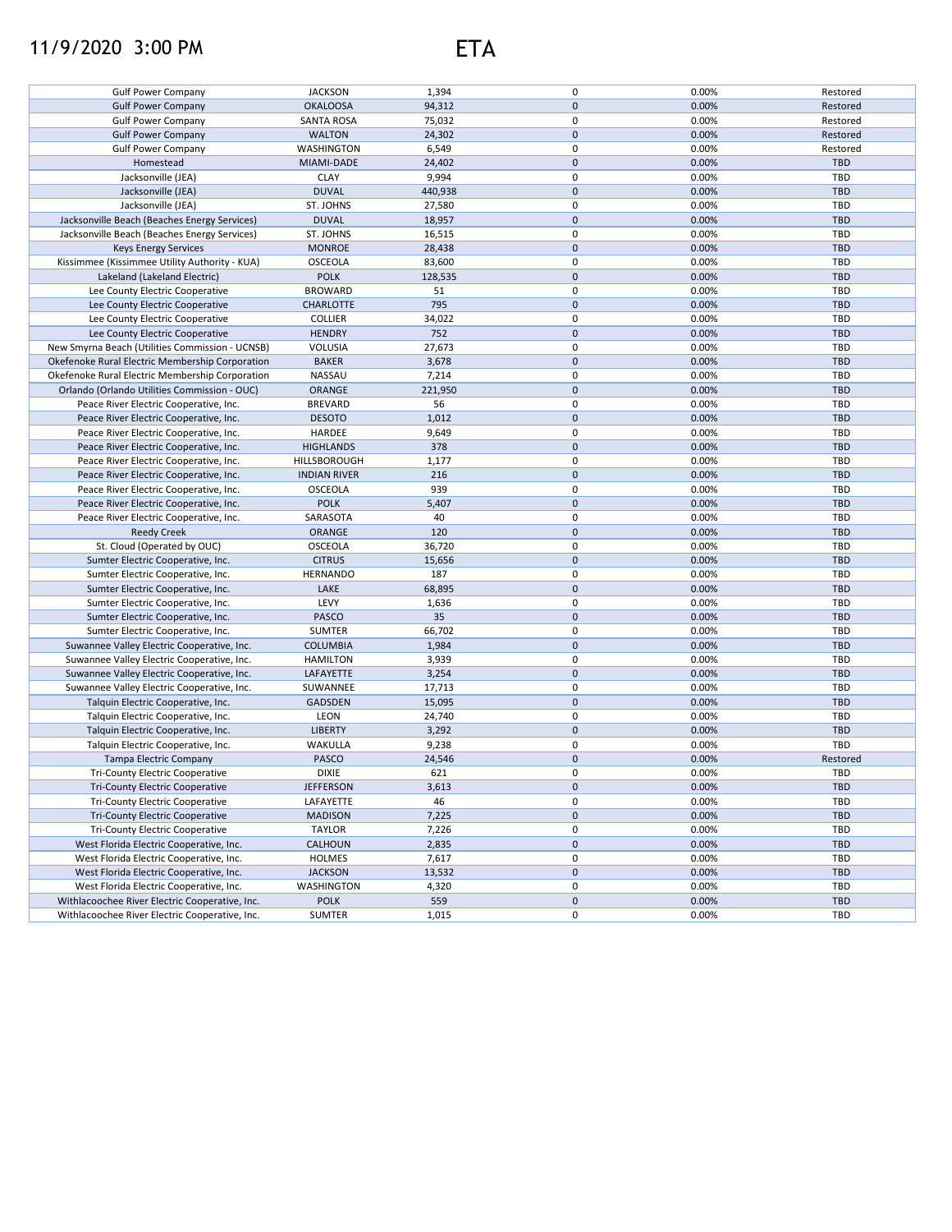11/9/2020 3:00 PM

# ETA

| | | | | | |
|---|---|---|---|---|---|
| Gulf Power Company | JACKSON | 1,394 | 0 | 0.00% | Restored |
| Gulf Power Company | OKALOOSA | 94,312 | 0 | 0.00% | Restored |
| Gulf Power Company | SANTA ROSA | 75,032 | 0 | 0.00% | Restored |
| Gulf Power Company | WALTON | 24,302 | 0 | 0.00% | Restored |
| Gulf Power Company | WASHINGTON | 6,549 | 0 | 0.00% | Restored |
| Homestead | MIAMI-DADE | 24,402 | 0 | 0.00% | TBD |
| Jacksonville (JEA) | CLAY | 9,994 | 0 | 0.00% | TBD |
| Jacksonville (JEA) | DUVAL | 440,938 | 0 | 0.00% | TBD |
| Jacksonville (JEA) | ST. JOHNS | 27,580 | 0 | 0.00% | TBD |
| Jacksonville Beach (Beaches Energy Services) | DUVAL | 18,957 | 0 | 0.00% | TBD |
| Jacksonville Beach (Beaches Energy Services) | ST. JOHNS | 16,515 | 0 | 0.00% | TBD |
| Keys Energy Services | MONROE | 28,438 | 0 | 0.00% | TBD |
| Kissimmee (Kissimmee Utility Authority - KUA) | OSCEOLA | 83,600 | 0 | 0.00% | TBD |
| Lakeland (Lakeland Electric) | POLK | 128,535 | 0 | 0.00% | TBD |
| Lee County Electric Cooperative | BROWARD | 51 | 0 | 0.00% | TBD |
| Lee County Electric Cooperative | CHARLOTTE | 795 | 0 | 0.00% | TBD |
| Lee County Electric Cooperative | COLLIER | 34,022 | 0 | 0.00% | TBD |
| Lee County Electric Cooperative | HENDRY | 752 | 0 | 0.00% | TBD |
| New Smyrna Beach (Utilities Commission - UCNSB) | VOLUSIA | 27,673 | 0 | 0.00% | TBD |
| Okefenoke Rural Electric Membership Corporation | BAKER | 3,678 | 0 | 0.00% | TBD |
| Okefenoke Rural Electric Membership Corporation | NASSAU | 7,214 | 0 | 0.00% | TBD |
| Orlando (Orlando Utilities Commission - OUC) | ORANGE | 221,950 | 0 | 0.00% | TBD |
| Peace River Electric Cooperative, Inc. | BREVARD | 56 | 0 | 0.00% | TBD |
| Peace River Electric Cooperative, Inc. | DESOTO | 1,012 | 0 | 0.00% | TBD |
| Peace River Electric Cooperative, Inc. | HARDEE | 9,649 | 0 | 0.00% | TBD |
| Peace River Electric Cooperative, Inc. | HIGHLANDS | 378 | 0 | 0.00% | TBD |
| Peace River Electric Cooperative, Inc. | HILLSBOROUGH | 1,177 | 0 | 0.00% | TBD |
| Peace River Electric Cooperative, Inc. | INDIAN RIVER | 216 | 0 | 0.00% | TBD |
| Peace River Electric Cooperative, Inc. | OSCEOLA | 939 | 0 | 0.00% | TBD |
| Peace River Electric Cooperative, Inc. | POLK | 5,407 | 0 | 0.00% | TBD |
| Peace River Electric Cooperative, Inc. | SARASOTA | 40 | 0 | 0.00% | TBD |
| Reedy Creek | ORANGE | 120 | 0 | 0.00% | TBD |
| St. Cloud (Operated by OUC) | OSCEOLA | 36,720 | 0 | 0.00% | TBD |
| Sumter Electric Cooperative, Inc. | CITRUS | 15,656 | 0 | 0.00% | TBD |
| Sumter Electric Cooperative, Inc. | HERNANDO | 187 | 0 | 0.00% | TBD |
| Sumter Electric Cooperative, Inc. | LAKE | 68,895 | 0 | 0.00% | TBD |
| Sumter Electric Cooperative, Inc. | LEVY | 1,636 | 0 | 0.00% | TBD |
| Sumter Electric Cooperative, Inc. | PASCO | 35 | 0 | 0.00% | TBD |
| Sumter Electric Cooperative, Inc. | SUMTER | 66,702 | 0 | 0.00% | TBD |
| Suwannee Valley Electric Cooperative, Inc. | COLUMBIA | 1,984 | 0 | 0.00% | TBD |
| Suwannee Valley Electric Cooperative, Inc. | HAMILTON | 3,939 | 0 | 0.00% | TBD |
| Suwannee Valley Electric Cooperative, Inc. | LAFAYETTE | 3,254 | 0 | 0.00% | TBD |
| Suwannee Valley Electric Cooperative, Inc. | SUWANNEE | 17,713 | 0 | 0.00% | TBD |
| Talquin Electric Cooperative, Inc. | GADSDEN | 15,095 | 0 | 0.00% | TBD |
| Talquin Electric Cooperative, Inc. | LEON | 24,740 | 0 | 0.00% | TBD |
| Talquin Electric Cooperative, Inc. | LIBERTY | 3,292 | 0 | 0.00% | TBD |
| Talquin Electric Cooperative, Inc. | WAKULLA | 9,238 | 0 | 0.00% | TBD |
| Tampa Electric Company | PASCO | 24,546 | 0 | 0.00% | Restored |
| Tri-County Electric Cooperative | DIXIE | 621 | 0 | 0.00% | TBD |
| Tri-County Electric Cooperative | JEFFERSON | 3,613 | 0 | 0.00% | TBD |
| Tri-County Electric Cooperative | LAFAYETTE | 46 | 0 | 0.00% | TBD |
| Tri-County Electric Cooperative | MADISON | 7,225 | 0 | 0.00% | TBD |
| Tri-County Electric Cooperative | TAYLOR | 7,226 | 0 | 0.00% | TBD |
| West Florida Electric Cooperative, Inc. | CALHOUN | 2,835 | 0 | 0.00% | TBD |
| West Florida Electric Cooperative, Inc. | HOLMES | 7,617 | 0 | 0.00% | TBD |
| West Florida Electric Cooperative, Inc. | JACKSON | 13,532 | 0 | 0.00% | TBD |
| West Florida Electric Cooperative, Inc. | WASHINGTON | 4,320 | 0 | 0.00% | TBD |
| Withlacoochee River Electric Cooperative, Inc. | POLK | 559 | 0 | 0.00% | TBD |
| Withlacoochee River Electric Cooperative, Inc. | SUMTER | 1,015 | 0 | 0.00% | TBD |